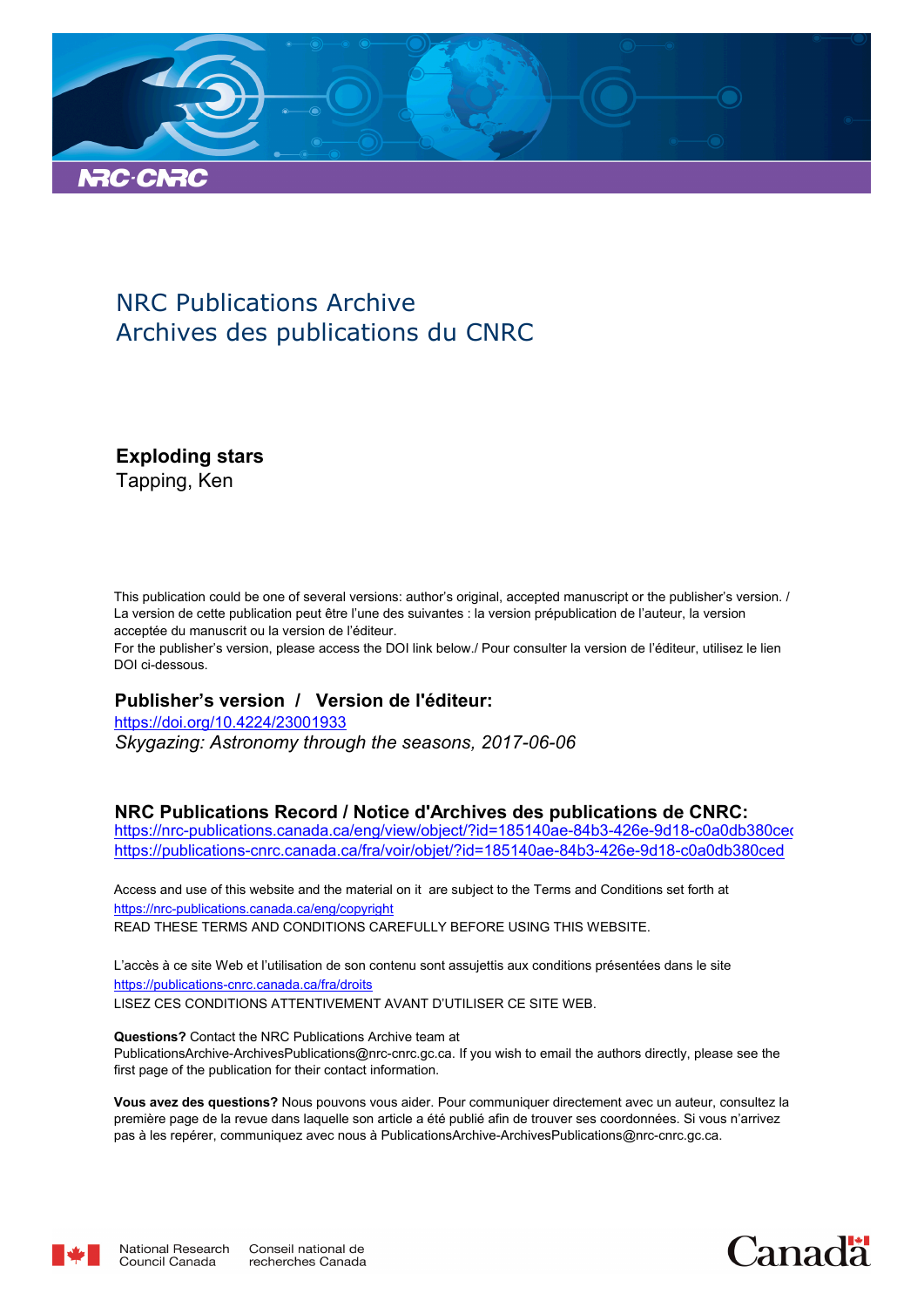NRC Publications Archive
Archives des publications du CNRC

**Exploding stars**
Tapping, Ken

This publication could be one of several versions: author's original, accepted manuscript or the publisher's version. / La version de cette publication peut être l'une des suivantes : la version prépublication de l'auteur, la version acceptée du manuscrit ou la version de l'éditeur.
For the publisher's version, please access the DOI link below./ Pour consulter la version de l'éditeur, utilisez le lien DOI ci-dessous.

**Publisher's version / Version de l'éditeur:**

https://doi.org/10.4224/23001933
*Skygazing: Astronomy through the seasons, 2017-06-06*

**NRC Publications Record / Notice d'Archives des publications de CNRC:**

https://nrc-publications.canada.ca/eng/view/object/?id=185140ae-84b3-426e-9d18-c0a0db380ced
https://publications-cnrc.canada.ca/fra/voir/objet/?id=185140ae-84b3-426e-9d18-c0a0db380ced

Access and use of this website and the material on it are subject to the Terms and Conditions set forth at
https://nrc-publications.canada.ca/eng/copyright
READ THESE TERMS AND CONDITIONS CAREFULLY BEFORE USING THIS WEBSITE.

L'accès à ce site Web et l'utilisation de son contenu sont assujettis aux conditions présentées dans le site
https://publications-cnrc.canada.ca/fra/droits
LISEZ CES CONDITIONS ATTENTIVEMENT AVANT D'UTILISER CE SITE WEB.

**Questions?** Contact the NRC Publications Archive team at
PublicationsArchive-ArchivesPublications@nrc-cnrc.gc.ca. If you wish to email the authors directly, please see the first page of the publication for their contact information.

**Vous avez des questions?** Nous pouvons vous aider. Pour communiquer directement avec un auteur, consultez la première page de la revue dans laquelle son article a été publié afin de trouver ses coordonnées. Si vous n'arrivez pas à les repérer, communiquez avec nous à PublicationsArchive-ArchivesPublications@nrc-cnrc.gc.ca.

National Research Council Canada | Conseil national de recherches Canada

Canada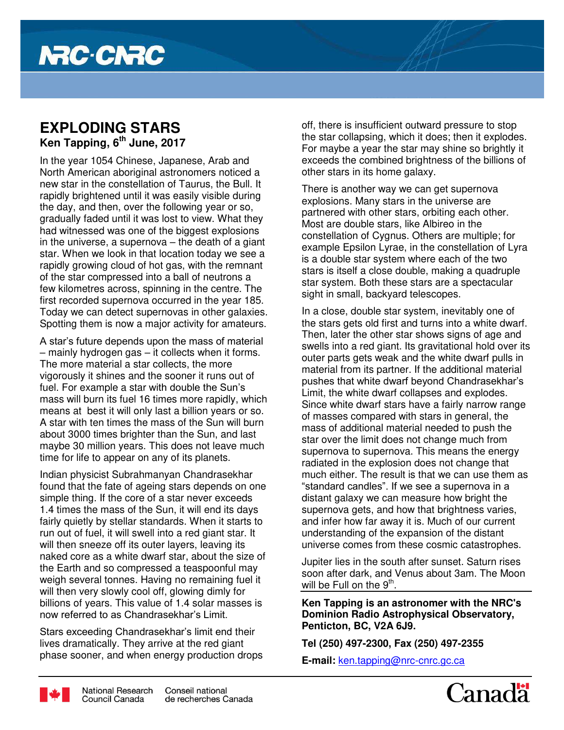# EXPLODING STARS

**Ken Tapping, 6th June, 2017**

In the year 1054 Chinese, Japanese, Arab and North American aboriginal astronomers noticed a new star in the constellation of Taurus, the Bull. It rapidly brightened until it was easily visible during the day, and then, over the following year or so, gradually faded until it was lost to view. What they had witnessed was one of the biggest explosions in the universe, a supernova – the death of a giant star. When we look in that location today we see a rapidly growing cloud of hot gas, with the remnant of the star compressed into a ball of neutrons a few kilometres across, spinning in the centre. The first recorded supernova occurred in the year 185. Today we can detect supernovas in other galaxies. Spotting them is now a major activity for amateurs.

A star's future depends upon the mass of material – mainly hydrogen gas – it collects when it forms. The more material a star collects, the more vigorously it shines and the sooner it runs out of fuel. For example a star with double the Sun's mass will burn its fuel 16 times more rapidly, which means at best it will only last a billion years or so. A star with ten times the mass of the Sun will burn about 3000 times brighter than the Sun, and last maybe 30 million years. This does not leave much time for life to appear on any of its planets.

Indian physicist Subrahmanyan Chandrasekhar found that the fate of ageing stars depends on one simple thing. If the core of a star never exceeds 1.4 times the mass of the Sun, it will end its days fairly quietly by stellar standards. When it starts to run out of fuel, it will swell into a red giant star. It will then sneeze off its outer layers, leaving its naked core as a white dwarf star, about the size of the Earth and so compressed a teaspoonful may weigh several tonnes. Having no remaining fuel it will then very slowly cool off, glowing dimly for billions of years. This value of 1.4 solar masses is now referred to as Chandrasekhar's Limit.

Stars exceeding Chandrasekhar's limit end their lives dramatically. They arrive at the red giant phase sooner, and when energy production drops off, there is insufficient outward pressure to stop the star collapsing, which it does; then it explodes. For maybe a year the star may shine so brightly it exceeds the combined brightness of the billions of other stars in its home galaxy.

There is another way we can get supernova explosions. Many stars in the universe are partnered with other stars, orbiting each other. Most are double stars, like Albireo in the constellation of Cygnus. Others are multiple; for example Epsilon Lyrae, in the constellation of Lyra is a double star system where each of the two stars is itself a close double, making a quadruple star system. Both these stars are a spectacular sight in small, backyard telescopes.

In a close, double star system, inevitably one of the stars gets old first and turns into a white dwarf. Then, later the other star shows signs of age and swells into a red giant. Its gravitational hold over its outer parts gets weak and the white dwarf pulls in material from its partner. If the additional material pushes that white dwarf beyond Chandrasekhar's Limit, the white dwarf collapses and explodes. Since white dwarf stars have a fairly narrow range of masses compared with stars in general, the mass of additional material needed to push the star over the limit does not change much from supernova to supernova. This means the energy radiated in the explosion does not change that much either. The result is that we can use them as "standard candles". If we see a supernova in a distant galaxy we can measure how bright the supernova gets, and how that brightness varies, and infer how far away it is. Much of our current understanding of the expansion of the distant universe comes from these cosmic catastrophes.

Jupiter lies in the south after sunset. Saturn rises soon after dark, and Venus about 3am. The Moon will be Full on the 9th.

**Ken Tapping is an astronomer with the NRC's Dominion Radio Astrophysical Observatory, Penticton, BC, V2A 6J9.**

**Tel (250) 497-2300, Fax (250) 497-2355**

**E-mail:** ken.tapping@nrc-cnrc.gc.ca